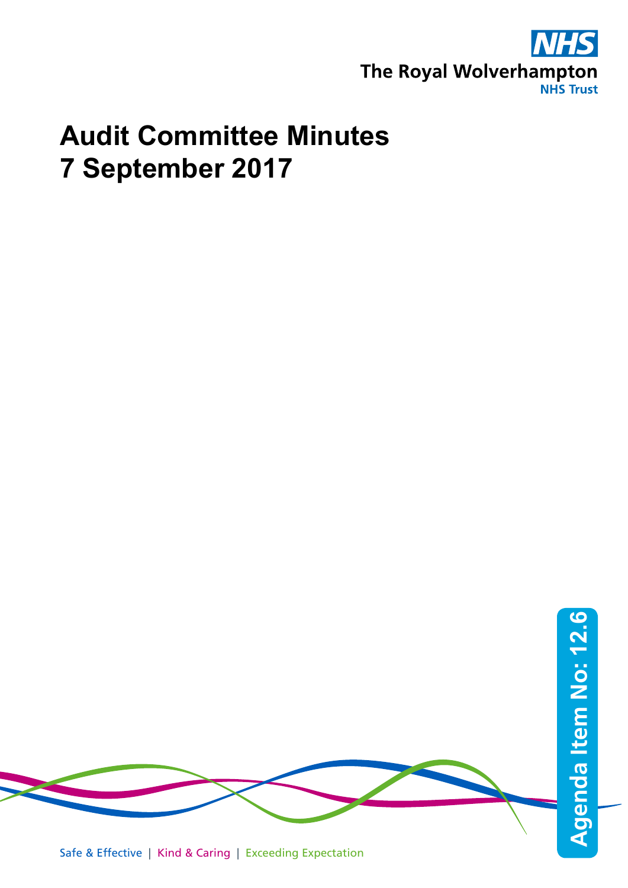The Royal Wolverhampton NHS Trust

# Audit Committee Minutes
# 7 September 2017

Agenda Item No: 12.6

Safe & Effective | Kind & Caring | Exceeding Expectation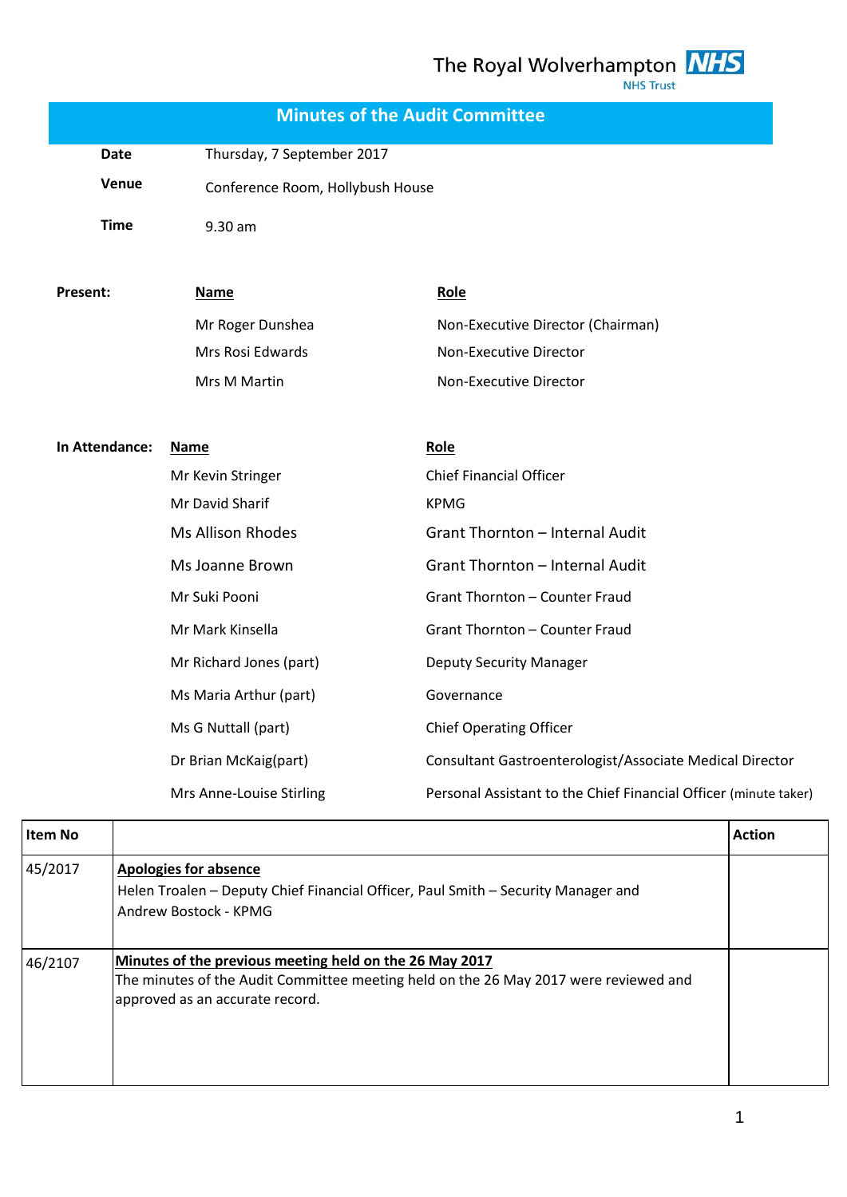The Royal Wolverhampton NHS Trust

# Minutes of the Audit Committee

| | |
|---|---|
| **Date** | Thursday, 7 September 2017 |
| **Venue** | Conference Room, Hollybush House |
| **Time** | 9.30 am |

**Present:**

| Name | Role |
|---|---|
| Mr Roger Dunshea | Non-Executive Director (Chairman) |
| Mrs Rosi Edwards | Non-Executive Director |
| Mrs M Martin | Non-Executive Director |

**In Attendance:**

| Name | Role |
|---|---|
| Mr Kevin Stringer | Chief Financial Officer |
| Mr David Sharif | KPMG |
| Ms Allison Rhodes | Grant Thornton – Internal Audit |
| Ms Joanne Brown | Grant Thornton – Internal Audit |
| Mr Suki Pooni | Grant Thornton – Counter Fraud |
| Mr Mark Kinsella | Grant Thornton – Counter Fraud |
| Mr Richard Jones (part) | Deputy Security Manager |
| Ms Maria Arthur (part) | Governance |
| Ms G Nuttall (part) | Chief Operating Officer |
| Dr Brian McKaig(part) | Consultant Gastroenterologist/Associate Medical Director |
| Mrs Anne-Louise Stirling | Personal Assistant to the Chief Financial Officer (minute taker) |

| Item No | | Action |
|---|---|---|
| 45/2017 | **Apologies for absence**<br>Helen Troalen – Deputy Chief Financial Officer, Paul Smith – Security Manager and Andrew Bostock - KPMG | |
| 46/2107 | **Minutes of the previous meeting held on the 26 May 2017**<br>The minutes of the Audit Committee meeting held on the 26 May 2017 were reviewed and approved as an accurate record. | |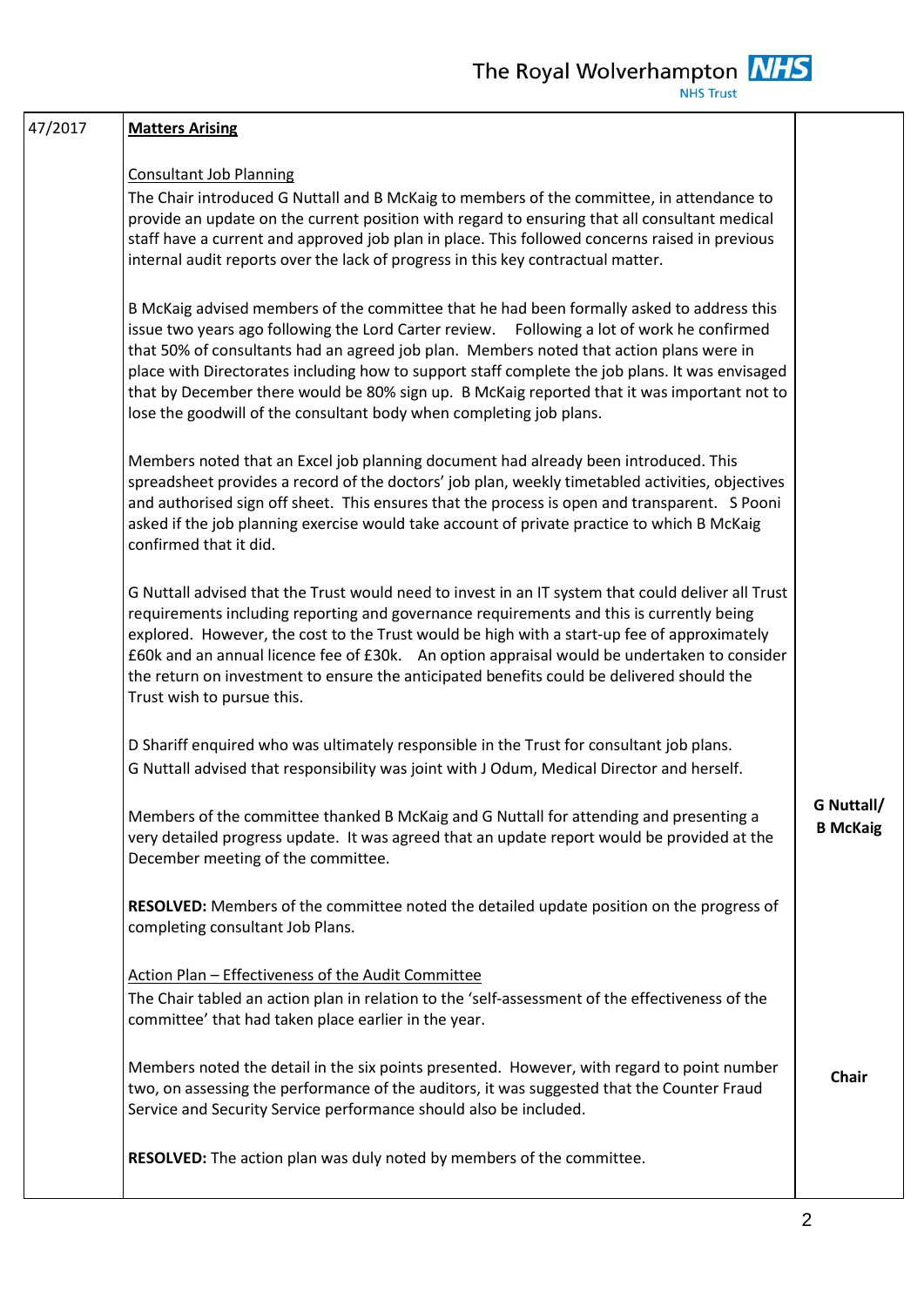| | | |
|---|---|---|
| 47/2017 | **Matters Arising**<br><br>Consultant Job Planning<br>The Chair introduced G Nuttall and B McKaig to members of the committee, in attendance to provide an update on the current position with regard to ensuring that all consultant medical staff have a current and approved job plan in place. This followed concerns raised in previous internal audit reports over the lack of progress in this key contractual matter.<br><br>B McKaig advised members of the committee that he had been formally asked to address this issue two years ago following the Lord Carter review. Following a lot of work he confirmed that 50% of consultants had an agreed job plan. Members noted that action plans were in place with Directorates including how to support staff complete the job plans. It was envisaged that by December there would be 80% sign up. B McKaig reported that it was important not to lose the goodwill of the consultant body when completing job plans.<br><br>Members noted that an Excel job planning document had already been introduced. This spreadsheet provides a record of the doctors' job plan, weekly timetabled activities, objectives and authorised sign off sheet. This ensures that the process is open and transparent. S Pooni asked if the job planning exercise would take account of private practice to which B McKaig confirmed that it did.<br><br>G Nuttall advised that the Trust would need to invest in an IT system that could deliver all Trust requirements including reporting and governance requirements and this is currently being explored. However, the cost to the Trust would be high with a start-up fee of approximately £60k and an annual licence fee of £30k. An option appraisal would be undertaken to consider the return on investment to ensure the anticipated benefits could be delivered should the Trust wish to pursue this.<br><br>D Shariff enquired who was ultimately responsible in the Trust for consultant job plans. G Nuttall advised that responsibility was joint with J Odum, Medical Director and herself.<br><br>Members of the committee thanked B McKaig and G Nuttall for attending and presenting a very detailed progress update. It was agreed that an update report would be provided at the December meeting of the committee.<br><br>**RESOLVED:** Members of the committee noted the detailed update position on the progress of completing consultant Job Plans.<br><br>Action Plan – Effectiveness of the Audit Committee<br>The Chair tabled an action plan in relation to the 'self-assessment of the effectiveness of the committee' that had taken place earlier in the year.<br><br>Members noted the detail in the six points presented. However, with regard to point number two, on assessing the performance of the auditors, it was suggested that the Counter Fraud Service and Security Service performance should also be included.<br><br>**RESOLVED:** The action plan was duly noted by members of the committee. | **G Nuttall/ B McKaig**<br><br>**Chair** |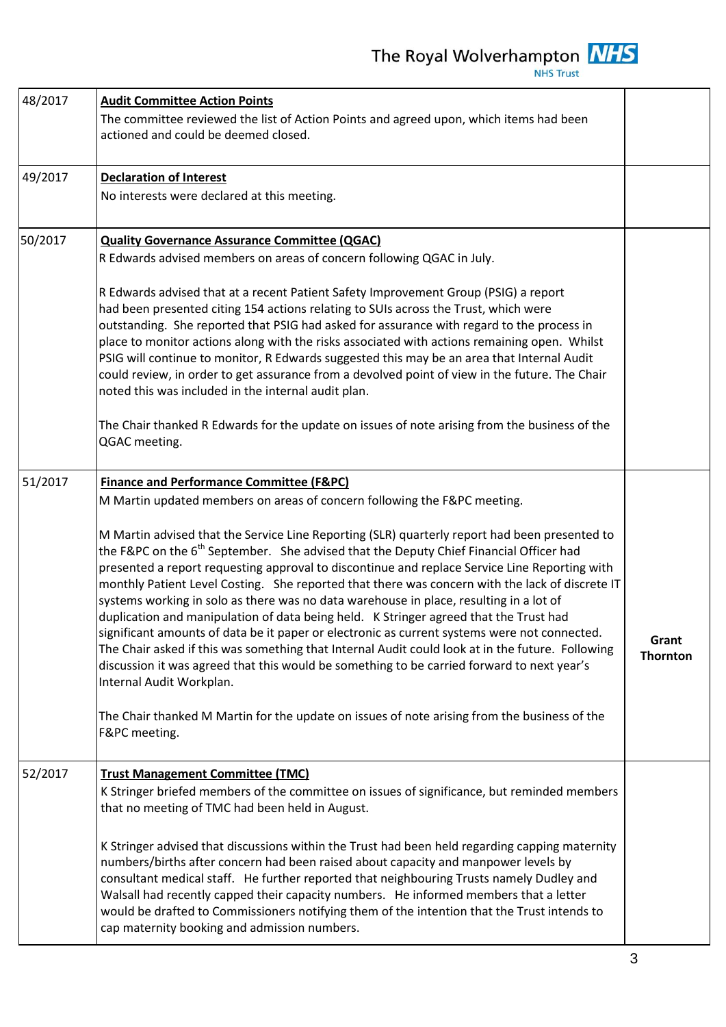| | | |
|---|---|---|
| 48/2017 | **Audit Committee Action Points**<br>The committee reviewed the list of Action Points and agreed upon, which items had been actioned and could be deemed closed. | |
| 49/2017 | **Declaration of Interest**<br>No interests were declared at this meeting. | |
| 50/2017 | **Quality Governance Assurance Committee (QGAC)**<br>R Edwards advised members on areas of concern following QGAC in July.<br><br>R Edwards advised that at a recent Patient Safety Improvement Group (PSIG) a report had been presented citing 154 actions relating to SUIs across the Trust, which were outstanding. She reported that PSIG had asked for assurance with regard to the process in place to monitor actions along with the risks associated with actions remaining open. Whilst PSIG will continue to monitor, R Edwards suggested this may be an area that Internal Audit could review, in order to get assurance from a devolved point of view in the future. The Chair noted this was included in the internal audit plan.<br><br>The Chair thanked R Edwards for the update on issues of note arising from the business of the QGAC meeting. | |
| 51/2017 | **Finance and Performance Committee (F&PC)**<br>M Martin updated members on areas of concern following the F&PC meeting.<br><br>M Martin advised that the Service Line Reporting (SLR) quarterly report had been presented to the F&PC on the 6th September. She advised that the Deputy Chief Financial Officer had presented a report requesting approval to discontinue and replace Service Line Reporting with monthly Patient Level Costing. She reported that there was concern with the lack of discrete IT systems working in solo as there was no data warehouse in place, resulting in a lot of duplication and manipulation of data being held. K Stringer agreed that the Trust had significant amounts of data be it paper or electronic as current systems were not connected. The Chair asked if this was something that Internal Audit could look at in the future. Following discussion it was agreed that this would be something to be carried forward to next year's Internal Audit Workplan.<br><br>The Chair thanked M Martin for the update on issues of note arising from the business of the F&PC meeting. | **Grant Thornton** |
| 52/2017 | **Trust Management Committee (TMC)**<br>K Stringer briefed members of the committee on issues of significance, but reminded members that no meeting of TMC had been held in August.<br><br>K Stringer advised that discussions within the Trust had been held regarding capping maternity numbers/births after concern had been raised about capacity and manpower levels by consultant medical staff. He further reported that neighbouring Trusts namely Dudley and Walsall had recently capped their capacity numbers. He informed members that a letter would be drafted to Commissioners notifying them of the intention that the Trust intends to cap maternity booking and admission numbers. | |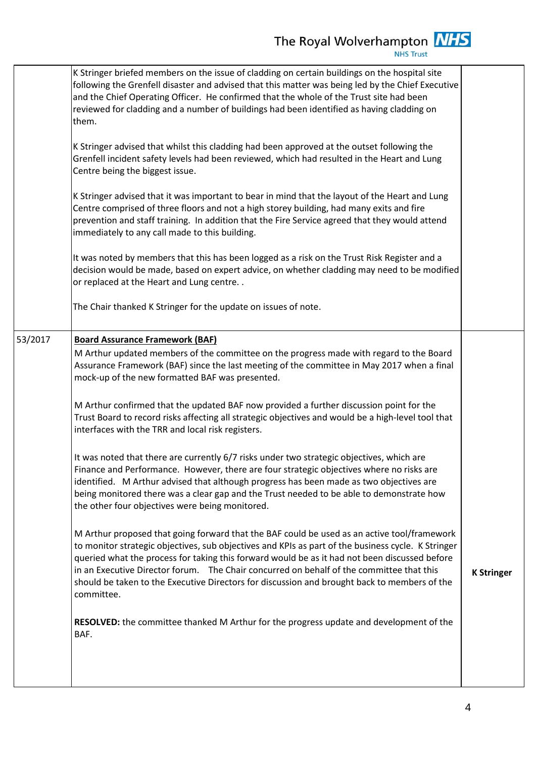| | | |
|---|---|---|
| | K Stringer briefed members on the issue of cladding on certain buildings on the hospital site following the Grenfell disaster and advised that this matter was being led by the Chief Executive and the Chief Operating Officer. He confirmed that the whole of the Trust site had been reviewed for cladding and a number of buildings had been identified as having cladding on them.<br><br>K Stringer advised that whilst this cladding had been approved at the outset following the Grenfell incident safety levels had been reviewed, which had resulted in the Heart and Lung Centre being the biggest issue.<br><br>K Stringer advised that it was important to bear in mind that the layout of the Heart and Lung Centre comprised of three floors and not a high storey building, had many exits and fire prevention and staff training. In addition that the Fire Service agreed that they would attend immediately to any call made to this building.<br><br>It was noted by members that this has been logged as a risk on the Trust Risk Register and a decision would be made, based on expert advice, on whether cladding may need to be modified or replaced at the Heart and Lung centre. .<br><br>The Chair thanked K Stringer for the update on issues of note. | |
| 53/2017 | **Board Assurance Framework (BAF)**<br>M Arthur updated members of the committee on the progress made with regard to the Board Assurance Framework (BAF) since the last meeting of the committee in May 2017 when a final mock-up of the new formatted BAF was presented.<br><br>M Arthur confirmed that the updated BAF now provided a further discussion point for the Trust Board to record risks affecting all strategic objectives and would be a high-level tool that interfaces with the TRR and local risk registers.<br><br>It was noted that there are currently 6/7 risks under two strategic objectives, which are Finance and Performance. However, there are four strategic objectives where no risks are identified. M Arthur advised that although progress has been made as two objectives are being monitored there was a clear gap and the Trust needed to be able to demonstrate how the other four objectives were being monitored.<br><br>M Arthur proposed that going forward that the BAF could be used as an active tool/framework to monitor strategic objectives, sub objectives and KPIs as part of the business cycle. K Stringer queried what the process for taking this forward would be as it had not been discussed before in an Executive Director forum. The Chair concurred on behalf of the committee that this should be taken to the Executive Directors for discussion and brought back to members of the committee.<br><br>**RESOLVED:** the committee thanked M Arthur for the progress update and development of the BAF. | **K Stringer** |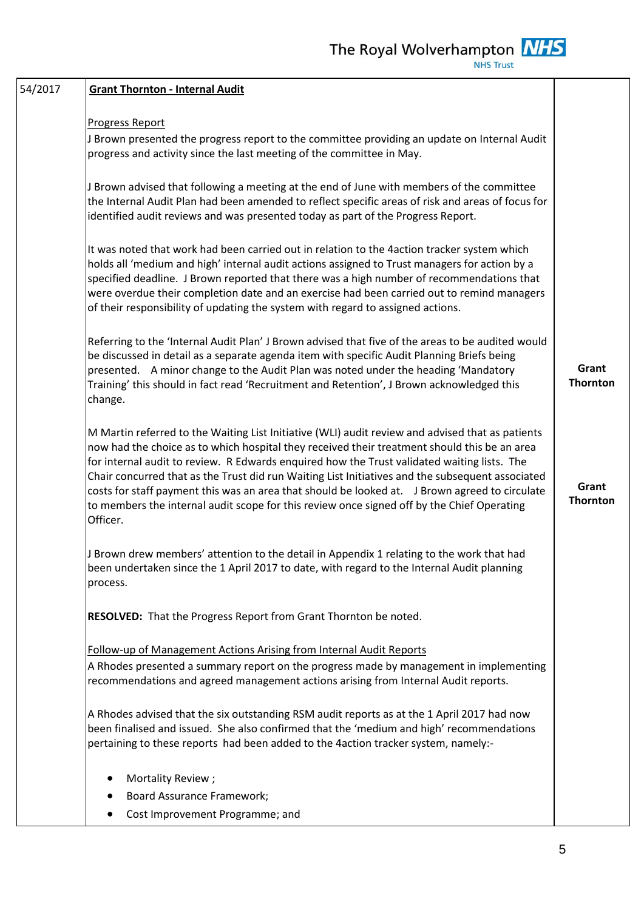| | | |
|---|---|---|
| 54/2017 | **Grant Thornton - Internal Audit**<br><br>Progress Report<br>J Brown presented the progress report to the committee providing an update on Internal Audit progress and activity since the last meeting of the committee in May.<br><br>J Brown advised that following a meeting at the end of June with members of the committee the Internal Audit Plan had been amended to reflect specific areas of risk and areas of focus for identified audit reviews and was presented today as part of the Progress Report.<br><br>It was noted that work had been carried out in relation to the 4action tracker system which holds all 'medium and high' internal audit actions assigned to Trust managers for action by a specified deadline. J Brown reported that there was a high number of recommendations that were overdue their completion date and an exercise had been carried out to remind managers of their responsibility of updating the system with regard to assigned actions.<br><br>Referring to the 'Internal Audit Plan' J Brown advised that five of the areas to be audited would be discussed in detail as a separate agenda item with specific Audit Planning Briefs being presented. A minor change to the Audit Plan was noted under the heading 'Mandatory Training' this should in fact read 'Recruitment and Retention', J Brown acknowledged this change. | <br><br><br><br><br><br><br><br><br><br><br><br><br><br><br><br><br><br><br>**Grant Thornton** |
| | M Martin referred to the Waiting List Initiative (WLI) audit review and advised that as patients now had the choice as to which hospital they received their treatment should this be an area for internal audit to review. R Edwards enquired how the Trust validated waiting lists. The Chair concurred that as the Trust did run Waiting List Initiatives and the subsequent associated costs for staff payment this was an area that should be looked at. J Brown agreed to circulate to members the internal audit scope for this review once signed off by the Chief Operating Officer.<br><br>J Brown drew members' attention to the detail in Appendix 1 relating to the work that had been undertaken since the 1 April 2017 to date, with regard to the Internal Audit planning process.<br><br>**RESOLVED:** That the Progress Report from Grant Thornton be noted.<br><br>Follow-up of Management Actions Arising from Internal Audit Reports<br>A Rhodes presented a summary report on the progress made by management in implementing recommendations and agreed management actions arising from Internal Audit reports.<br><br>A Rhodes advised that the six outstanding RSM audit reports as at the 1 April 2017 had now been finalised and issued. She also confirmed that the 'medium and high' recommendations pertaining to these reports had been added to the 4action tracker system, namely:-<br><br>• Mortality Review ;<br>• Board Assurance Framework;<br>• Cost Improvement Programme; and | <br><br><br><br>**Grant Thornton** |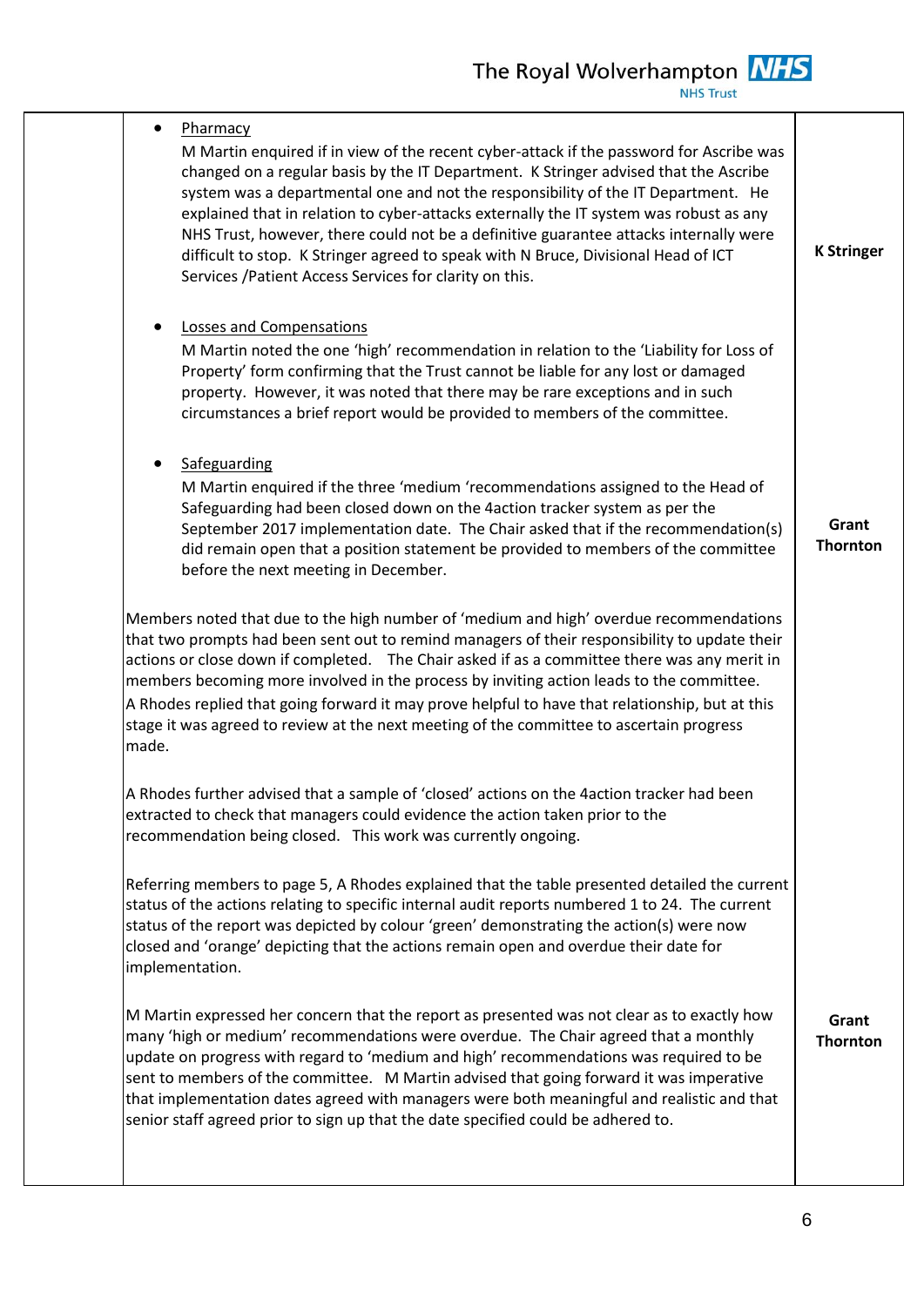| | | |
|---|---|---|
| | - <u>Pharmacy</u><br>M Martin enquired if in view of the recent cyber-attack if the password for Ascribe was changed on a regular basis by the IT Department. K Stringer advised that the Ascribe system was a departmental one and not the responsibility of the IT Department. He explained that in relation to cyber-attacks externally the IT system was robust as any NHS Trust, however, there could not be a definitive guarantee attacks internally were difficult to stop. K Stringer agreed to speak with N Bruce, Divisional Head of ICT Services /Patient Access Services for clarity on this. | **K Stringer** |
| | - <u>Losses and Compensations</u><br>M Martin noted the one 'high' recommendation in relation to the 'Liability for Loss of Property' form confirming that the Trust cannot be liable for any lost or damaged property. However, it was noted that there may be rare exceptions and in such circumstances a brief report would be provided to members of the committee. | |
| | - <u>Safeguarding</u><br>M Martin enquired if the three 'medium 'recommendations assigned to the Head of Safeguarding had been closed down on the 4action tracker system as per the September 2017 implementation date. The Chair asked that if the recommendation(s) did remain open that a position statement be provided to members of the committee before the next meeting in December. | **Grant Thornton** |
| | Members noted that due to the high number of 'medium and high' overdue recommendations that two prompts had been sent out to remind managers of their responsibility to update their actions or close down if completed. The Chair asked if as a committee there was any merit in members becoming more involved in the process by inviting action leads to the committee.<br>A Rhodes replied that going forward it may prove helpful to have that relationship, but at this stage it was agreed to review at the next meeting of the committee to ascertain progress made. | |
| | A Rhodes further advised that a sample of 'closed' actions on the 4action tracker had been extracted to check that managers could evidence the action taken prior to the recommendation being closed. This work was currently ongoing. | |
| | Referring members to page 5, A Rhodes explained that the table presented detailed the current status of the actions relating to specific internal audit reports numbered 1 to 24. The current status of the report was depicted by colour 'green' demonstrating the action(s) were now closed and 'orange' depicting that the actions remain open and overdue their date for implementation. | |
| | M Martin expressed her concern that the report as presented was not clear as to exactly how many 'high or medium' recommendations were overdue. The Chair agreed that a monthly update on progress with regard to 'medium and high' recommendations was required to be sent to members of the committee. M Martin advised that going forward it was imperative that implementation dates agreed with managers were both meaningful and realistic and that senior staff agreed prior to sign up that the date specified could be adhered to. | **Grant Thornton** |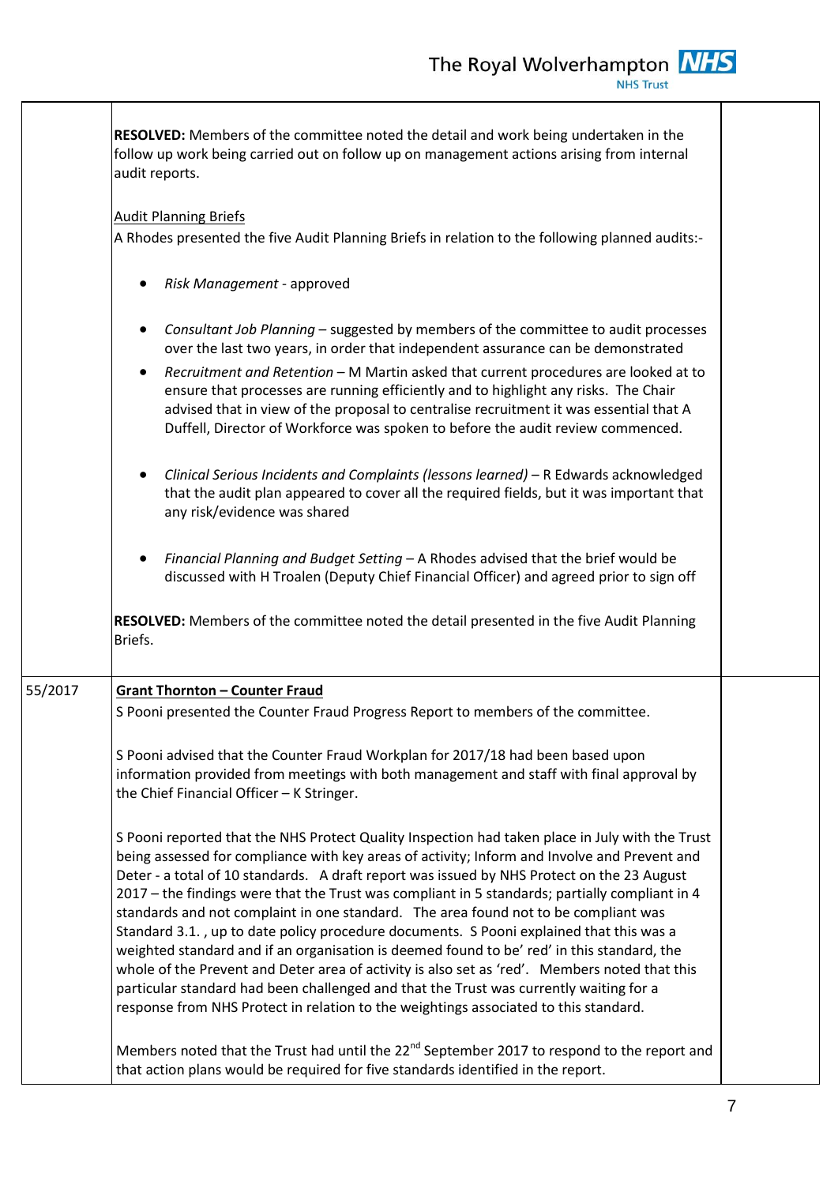| | | |
|---|---|---|
| | **RESOLVED:** Members of the committee noted the detail and work being undertaken in the follow up work being carried out on follow up on management actions arising from internal audit reports.<br><br>Audit Planning Briefs<br>A Rhodes presented the five Audit Planning Briefs in relation to the following planned audits:-<br><br>• *Risk Management* - approved<br><br>• *Consultant Job Planning* – suggested by members of the committee to audit processes over the last two years, in order that independent assurance can be demonstrated<br>• *Recruitment and Retention* – M Martin asked that current procedures are looked at to ensure that processes are running efficiently and to highlight any risks. The Chair advised that in view of the proposal to centralise recruitment it was essential that A Duffell, Director of Workforce was spoken to before the audit review commenced.<br><br>• *Clinical Serious Incidents and Complaints (lessons learned)* – R Edwards acknowledged that the audit plan appeared to cover all the required fields, but it was important that any risk/evidence was shared<br><br>• *Financial Planning and Budget Setting* – A Rhodes advised that the brief would be discussed with H Troalen (Deputy Chief Financial Officer) and agreed prior to sign off<br><br>**RESOLVED:** Members of the committee noted the detail presented in the five Audit Planning Briefs. | |
| 55/2017 | **Grant Thornton – Counter Fraud**<br>S Pooni presented the Counter Fraud Progress Report to members of the committee.<br><br>S Pooni advised that the Counter Fraud Workplan for 2017/18 had been based upon information provided from meetings with both management and staff with final approval by the Chief Financial Officer – K Stringer.<br><br>S Pooni reported that the NHS Protect Quality Inspection had taken place in July with the Trust being assessed for compliance with key areas of activity; Inform and Involve and Prevent and Deter - a total of 10 standards. A draft report was issued by NHS Protect on the 23 August 2017 – the findings were that the Trust was compliant in 5 standards; partially compliant in 4 standards and not complaint in one standard. The area found not to be compliant was Standard 3.1. , up to date policy procedure documents. S Pooni explained that this was a weighted standard and if an organisation is deemed found to be' red' in this standard, the whole of the Prevent and Deter area of activity is also set as 'red'. Members noted that this particular standard had been challenged and that the Trust was currently waiting for a response from NHS Protect in relation to the weightings associated to this standard.<br><br>Members noted that the Trust had until the 22nd September 2017 to respond to the report and that action plans would be required for five standards identified in the report. | |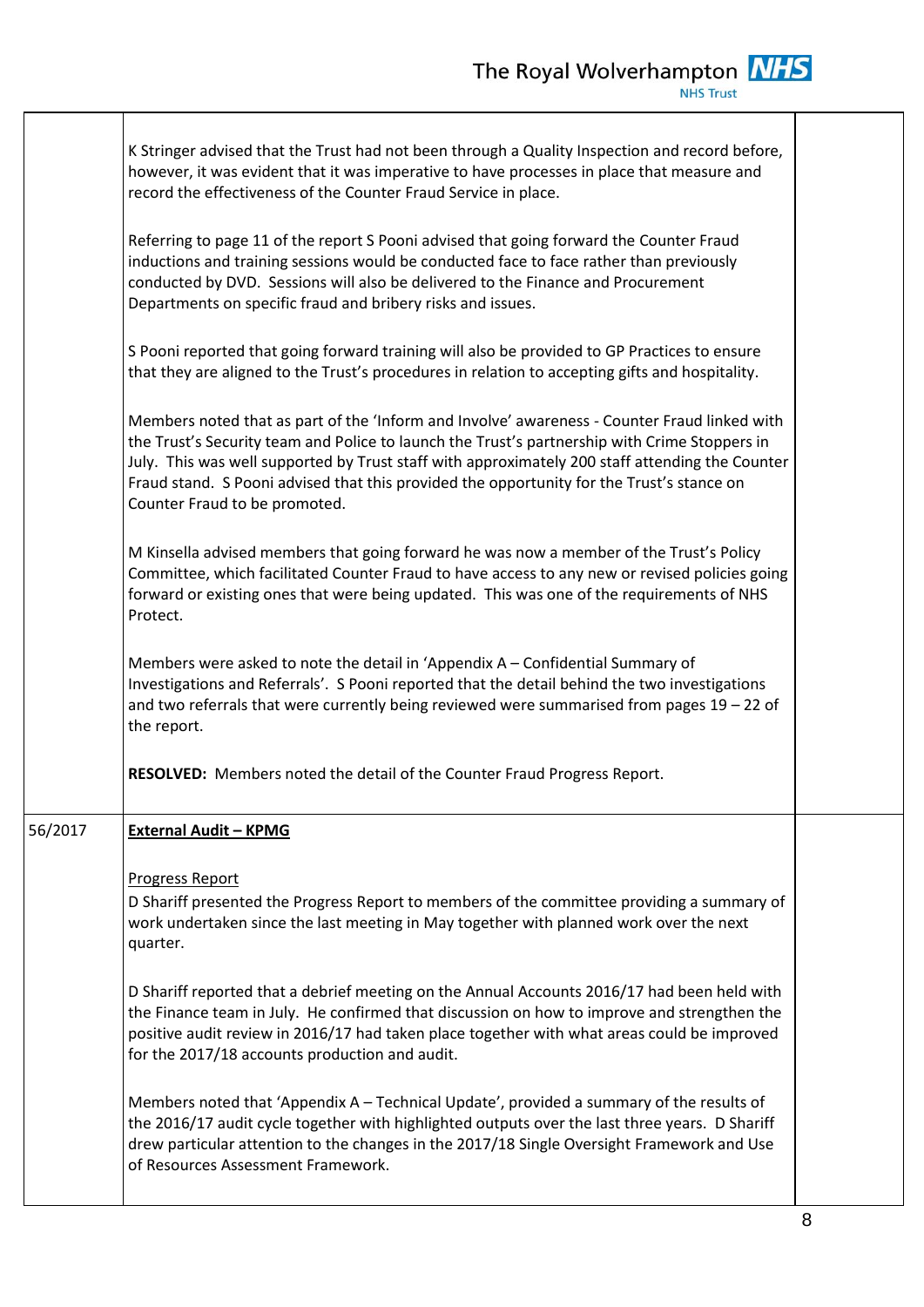| | | |
|---|---|---|
| | K Stringer advised that the Trust had not been through a Quality Inspection and record before, however, it was evident that it was imperative to have processes in place that measure and record the effectiveness of the Counter Fraud Service in place.<br><br>Referring to page 11 of the report S Pooni advised that going forward the Counter Fraud inductions and training sessions would be conducted face to face rather than previously conducted by DVD. Sessions will also be delivered to the Finance and Procurement Departments on specific fraud and bribery risks and issues.<br><br>S Pooni reported that going forward training will also be provided to GP Practices to ensure that they are aligned to the Trust's procedures in relation to accepting gifts and hospitality.<br><br>Members noted that as part of the 'Inform and Involve' awareness - Counter Fraud linked with the Trust's Security team and Police to launch the Trust's partnership with Crime Stoppers in July. This was well supported by Trust staff with approximately 200 staff attending the Counter Fraud stand. S Pooni advised that this provided the opportunity for the Trust's stance on Counter Fraud to be promoted.<br><br>M Kinsella advised members that going forward he was now a member of the Trust's Policy Committee, which facilitated Counter Fraud to have access to any new or revised policies going forward or existing ones that were being updated. This was one of the requirements of NHS Protect.<br><br>Members were asked to note the detail in 'Appendix A – Confidential Summary of Investigations and Referrals'. S Pooni reported that the detail behind the two investigations and two referrals that were currently being reviewed were summarised from pages 19 – 22 of the report.<br><br>**RESOLVED:** Members noted the detail of the Counter Fraud Progress Report. | |
| 56/2017 | **External Audit – KPMG**<br><br>Progress Report<br>D Shariff presented the Progress Report to members of the committee providing a summary of work undertaken since the last meeting in May together with planned work over the next quarter.<br><br>D Shariff reported that a debrief meeting on the Annual Accounts 2016/17 had been held with the Finance team in July. He confirmed that discussion on how to improve and strengthen the positive audit review in 2016/17 had taken place together with what areas could be improved for the 2017/18 accounts production and audit.<br><br>Members noted that 'Appendix A – Technical Update', provided a summary of the results of the 2016/17 audit cycle together with highlighted outputs over the last three years. D Shariff drew particular attention to the changes in the 2017/18 Single Oversight Framework and Use of Resources Assessment Framework. | |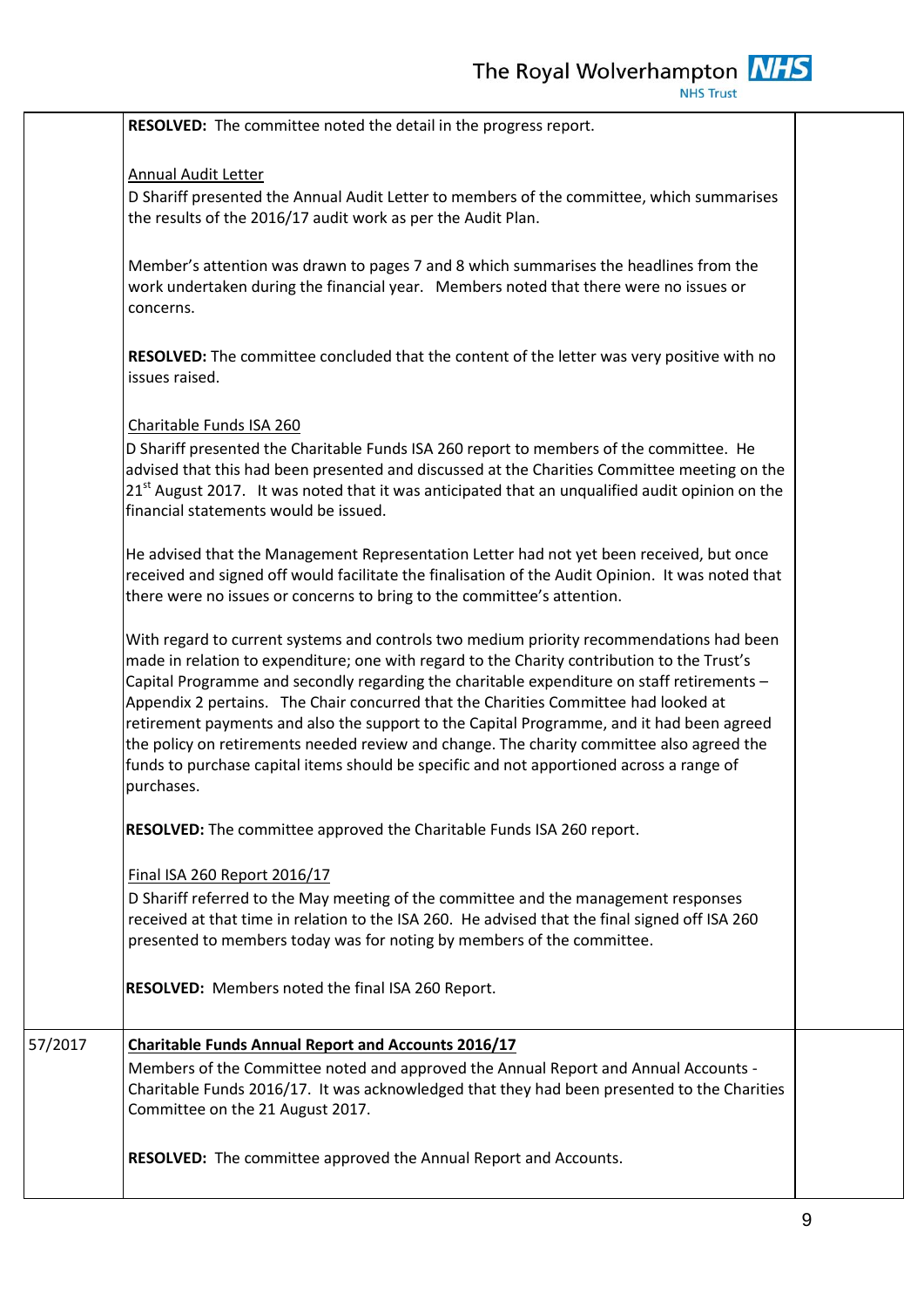| | | |
|---|---|---|
| | **RESOLVED:** The committee noted the detail in the progress report.<br><br>Annual Audit Letter<br>D Shariff presented the Annual Audit Letter to members of the committee, which summarises the results of the 2016/17 audit work as per the Audit Plan.<br><br>Member's attention was drawn to pages 7 and 8 which summarises the headlines from the work undertaken during the financial year. Members noted that there were no issues or concerns.<br><br>**RESOLVED:** The committee concluded that the content of the letter was very positive with no issues raised.<br><br>Charitable Funds ISA 260<br>D Shariff presented the Charitable Funds ISA 260 report to members of the committee. He advised that this had been presented and discussed at the Charities Committee meeting on the 21st August 2017. It was noted that it was anticipated that an unqualified audit opinion on the financial statements would be issued.<br><br>He advised that the Management Representation Letter had not yet been received, but once received and signed off would facilitate the finalisation of the Audit Opinion. It was noted that there were no issues or concerns to bring to the committee's attention.<br><br>With regard to current systems and controls two medium priority recommendations had been made in relation to expenditure; one with regard to the Charity contribution to the Trust's Capital Programme and secondly regarding the charitable expenditure on staff retirements – Appendix 2 pertains. The Chair concurred that the Charities Committee had looked at retirement payments and also the support to the Capital Programme, and it had been agreed the policy on retirements needed review and change. The charity committee also agreed the funds to purchase capital items should be specific and not apportioned across a range of purchases.<br><br>**RESOLVED:** The committee approved the Charitable Funds ISA 260 report.<br><br>Final ISA 260 Report 2016/17<br>D Shariff referred to the May meeting of the committee and the management responses received at that time in relation to the ISA 260. He advised that the final signed off ISA 260 presented to members today was for noting by members of the committee.<br><br>**RESOLVED:** Members noted the final ISA 260 Report. | |
| 57/2017 | **Charitable Funds Annual Report and Accounts 2016/17**<br>Members of the Committee noted and approved the Annual Report and Annual Accounts - Charitable Funds 2016/17. It was acknowledged that they had been presented to the Charities Committee on the 21 August 2017.<br><br>**RESOLVED:** The committee approved the Annual Report and Accounts. | |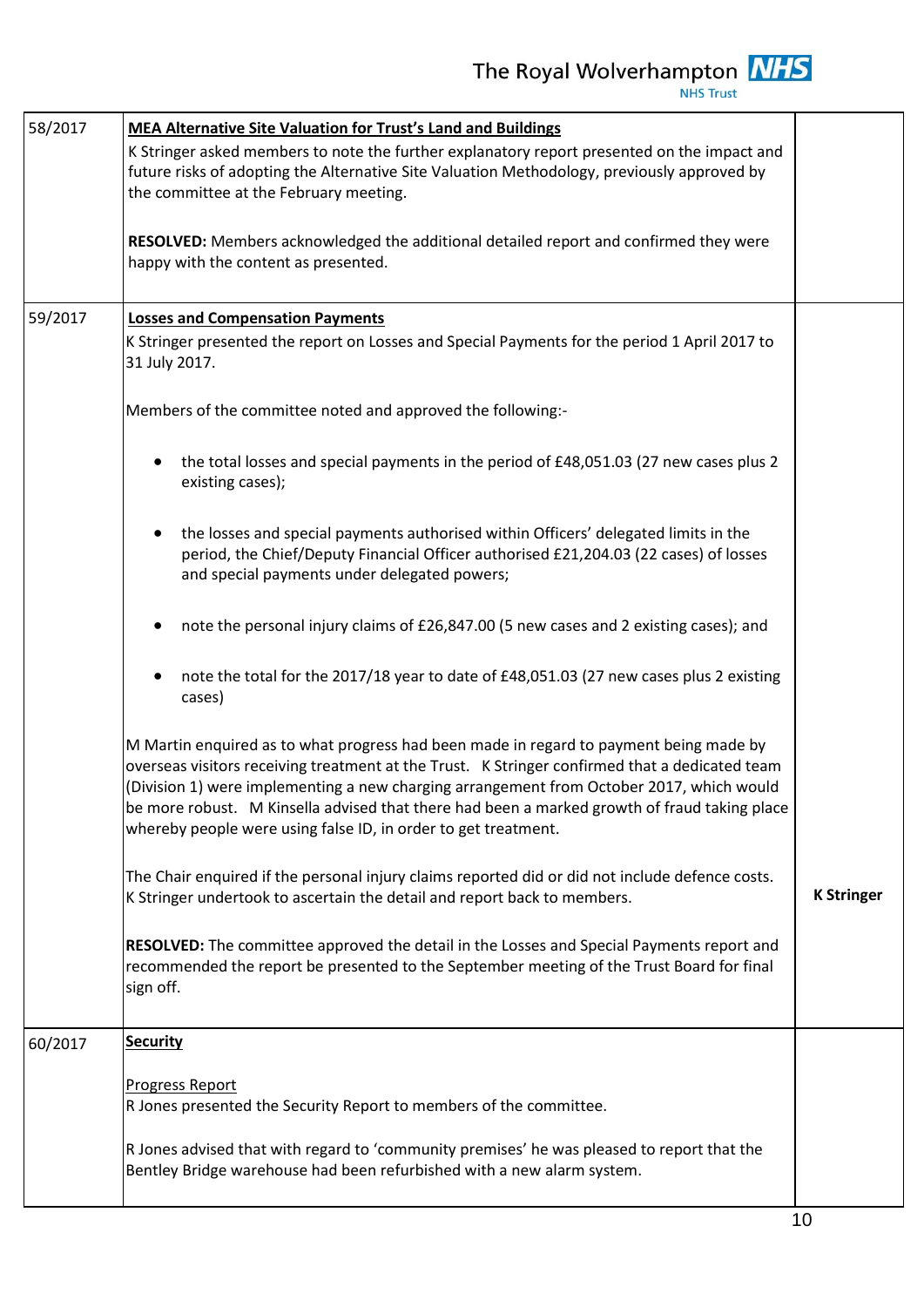| | | |
|---|---|---|
| 58/2017 | **MEA Alternative Site Valuation for Trust's Land and Buildings**<br>K Stringer asked members to note the further explanatory report presented on the impact and future risks of adopting the Alternative Site Valuation Methodology, previously approved by the committee at the February meeting.<br><br>**RESOLVED:** Members acknowledged the additional detailed report and confirmed they were happy with the content as presented. | |
| 59/2017 | **Losses and Compensation Payments**<br>K Stringer presented the report on Losses and Special Payments for the period 1 April 2017 to 31 July 2017.<br><br>Members of the committee noted and approved the following:-<br><br>• the total losses and special payments in the period of £48,051.03 (27 new cases plus 2 existing cases);<br><br>• the losses and special payments authorised within Officers' delegated limits in the period, the Chief/Deputy Financial Officer authorised £21,204.03 (22 cases) of losses and special payments under delegated powers;<br><br>• note the personal injury claims of £26,847.00 (5 new cases and 2 existing cases); and<br><br>• note the total for the 2017/18 year to date of £48,051.03 (27 new cases plus 2 existing cases)<br><br>M Martin enquired as to what progress had been made in regard to payment being made by overseas visitors receiving treatment at the Trust. K Stringer confirmed that a dedicated team (Division 1) were implementing a new charging arrangement from October 2017, which would be more robust. M Kinsella advised that there had been a marked growth of fraud taking place whereby people were using false ID, in order to get treatment.<br><br>The Chair enquired if the personal injury claims reported did or did not include defence costs. K Stringer undertook to ascertain the detail and report back to members.<br><br>**RESOLVED:** The committee approved the detail in the Losses and Special Payments report and recommended the report be presented to the September meeting of the Trust Board for final sign off. | **K Stringer** |
| 60/2017 | **Security**<br><br>Progress Report<br>R Jones presented the Security Report to members of the committee.<br><br>R Jones advised that with regard to 'community premises' he was pleased to report that the Bentley Bridge warehouse had been refurbished with a new alarm system. | |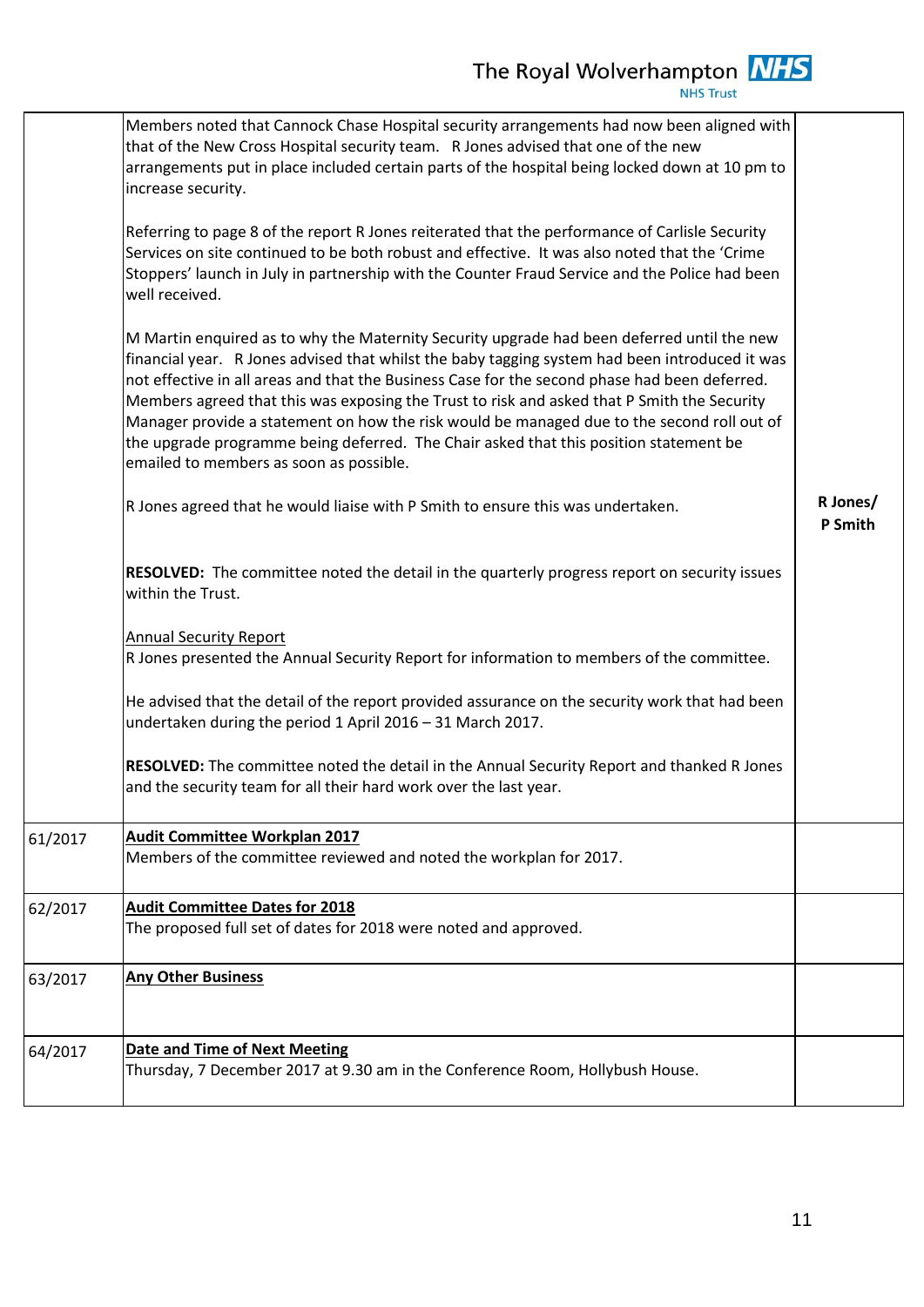| | | |
|---|---|---|
| | Members noted that Cannock Chase Hospital security arrangements had now been aligned with that of the New Cross Hospital security team. R Jones advised that one of the new arrangements put in place included certain parts of the hospital being locked down at 10 pm to increase security.<br><br>Referring to page 8 of the report R Jones reiterated that the performance of Carlisle Security Services on site continued to be both robust and effective. It was also noted that the 'Crime Stoppers' launch in July in partnership with the Counter Fraud Service and the Police had been well received.<br><br>M Martin enquired as to why the Maternity Security upgrade had been deferred until the new financial year. R Jones advised that whilst the baby tagging system had been introduced it was not effective in all areas and that the Business Case for the second phase had been deferred. Members agreed that this was exposing the Trust to risk and asked that P Smith the Security Manager provide a statement on how the risk would be managed due to the second roll out of the upgrade programme being deferred. The Chair asked that this position statement be emailed to members as soon as possible.<br><br>R Jones agreed that he would liaise with P Smith to ensure this was undertaken.<br><br>**RESOLVED:** The committee noted the detail in the quarterly progress report on security issues within the Trust.<br><br><u>Annual Security Report</u><br>R Jones presented the Annual Security Report for information to members of the committee.<br><br>He advised that the detail of the report provided assurance on the security work that had been undertaken during the period 1 April 2016 – 31 March 2017.<br><br>**RESOLVED:** The committee noted the detail in the Annual Security Report and thanked R Jones and the security team for all their hard work over the last year. | **R Jones/ P Smith** |
| 61/2017 | **<u>Audit Committee Workplan 2017</u>**<br>Members of the committee reviewed and noted the workplan for 2017. | |
| 62/2017 | **<u>Audit Committee Dates for 2018</u>**<br>The proposed full set of dates for 2018 were noted and approved. | |
| 63/2017 | **<u>Any Other Business</u>** | |
| 64/2017 | **<u>Date and Time of Next Meeting</u>**<br>Thursday, 7 December 2017 at 9.30 am in the Conference Room, Hollybush House. | |